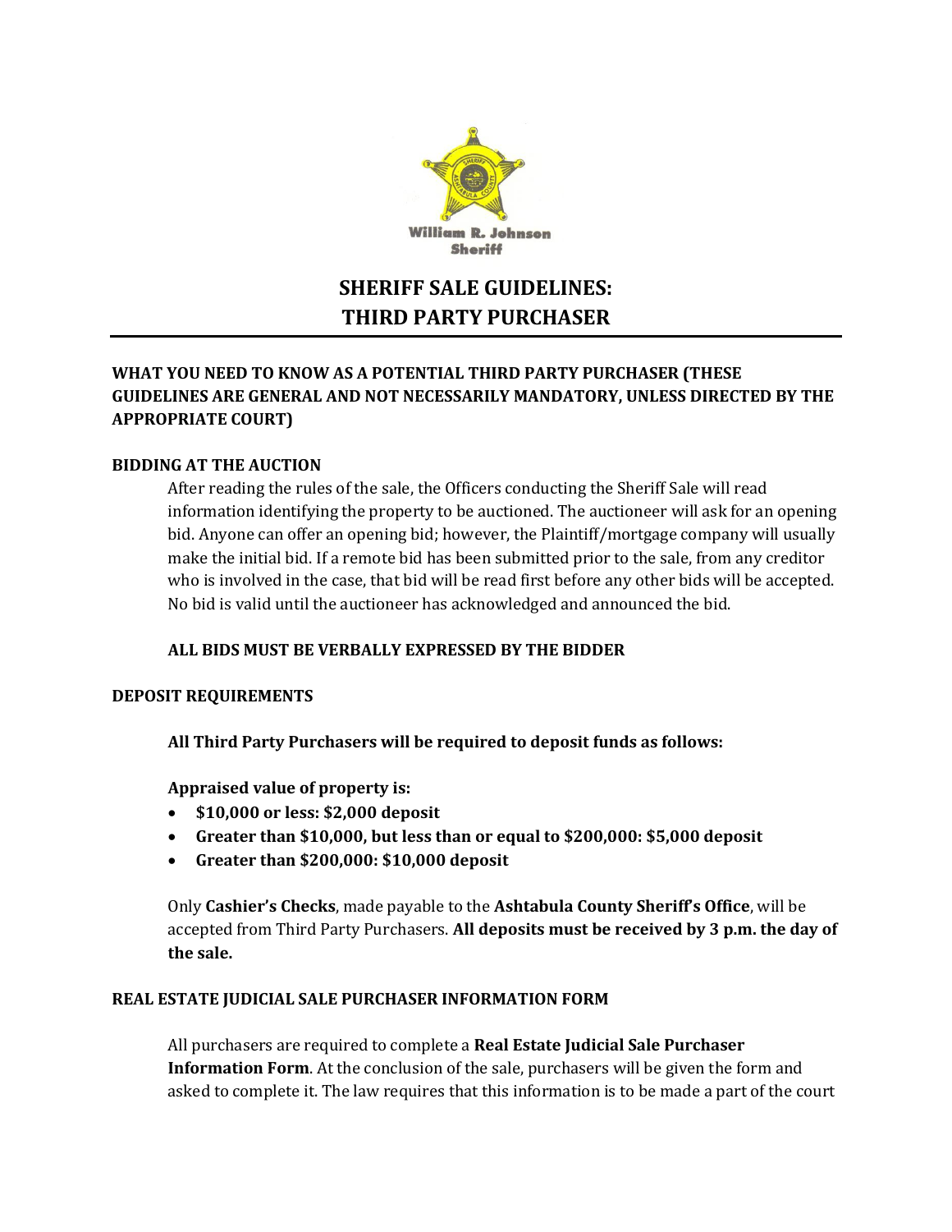William R. Johnson
Sheriff

# SHERIFF SALE GUIDELINES: THIRD PARTY PURCHASER

**WHAT YOU NEED TO KNOW AS A POTENTIAL THIRD PARTY PURCHASER (THESE GUIDELINES ARE GENERAL AND NOT NECESSARILY MANDATORY, UNLESS DIRECTED BY THE APPROPRIATE COURT)**

## BIDDING AT THE AUCTION

After reading the rules of the sale, the Officers conducting the Sheriff Sale will read information identifying the property to be auctioned. The auctioneer will ask for an opening bid. Anyone can offer an opening bid; however, the Plaintiff/mortgage company will usually make the initial bid. If a remote bid has been submitted prior to the sale, from any creditor who is involved in the case, that bid will be read first before any other bids will be accepted. No bid is valid until the auctioneer has acknowledged and announced the bid.

**ALL BIDS MUST BE VERBALLY EXPRESSED BY THE BIDDER**

## DEPOSIT REQUIREMENTS

**All Third Party Purchasers will be required to deposit funds as follows:**

**Appraised value of property is:**

- **$10,000 or less: $2,000 deposit**
- **Greater than $10,000, but less than or equal to $200,000: $5,000 deposit**
- **Greater than $200,000: $10,000 deposit**

Only **Cashier's Checks**, made payable to the **Ashtabula County Sheriff's Office**, will be accepted from Third Party Purchasers. **All deposits must be received by 3 p.m. the day of the sale.**

## REAL ESTATE JUDICIAL SALE PURCHASER INFORMATION FORM

All purchasers are required to complete a **Real Estate Judicial Sale Purchaser Information Form**. At the conclusion of the sale, purchasers will be given the form and asked to complete it. The law requires that this information is to be made a part of the court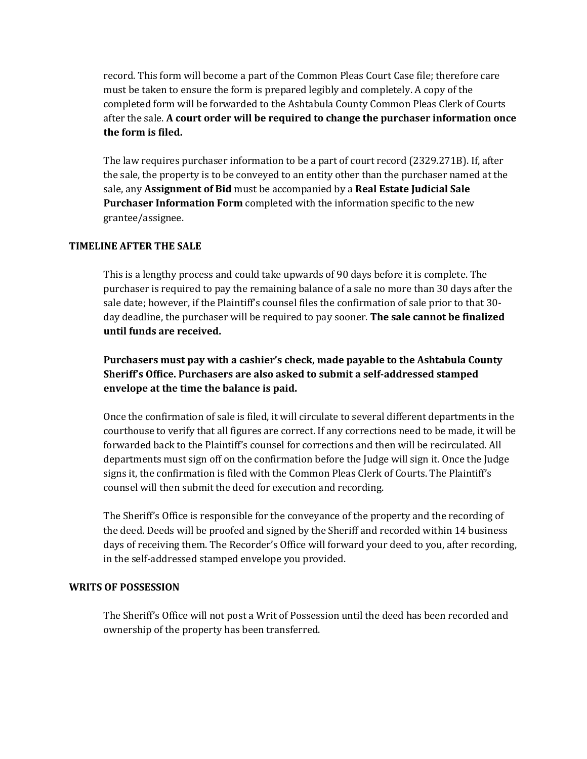record. This form will become a part of the Common Pleas Court Case file; therefore care must be taken to ensure the form is prepared legibly and completely. A copy of the completed form will be forwarded to the Ashtabula County Common Pleas Clerk of Courts after the sale. **A court order will be required to change the purchaser information once the form is filed.**

The law requires purchaser information to be a part of court record (2329.271B). If, after the sale, the property is to be conveyed to an entity other than the purchaser named at the sale, any **Assignment of Bid** must be accompanied by a **Real Estate Judicial Sale Purchaser Information Form** completed with the information specific to the new grantee/assignee.

## TIMELINE AFTER THE SALE

This is a lengthy process and could take upwards of 90 days before it is complete. The purchaser is required to pay the remaining balance of a sale no more than 30 days after the sale date; however, if the Plaintiff's counsel files the confirmation of sale prior to that 30-day deadline, the purchaser will be required to pay sooner. **The sale cannot be finalized until funds are received.**

**Purchasers must pay with a cashier's check, made payable to the Ashtabula County Sheriff's Office. Purchasers are also asked to submit a self-addressed stamped envelope at the time the balance is paid.**

Once the confirmation of sale is filed, it will circulate to several different departments in the courthouse to verify that all figures are correct. If any corrections need to be made, it will be forwarded back to the Plaintiff's counsel for corrections and then will be recirculated. All departments must sign off on the confirmation before the Judge will sign it. Once the Judge signs it, the confirmation is filed with the Common Pleas Clerk of Courts. The Plaintiff's counsel will then submit the deed for execution and recording.

The Sheriff's Office is responsible for the conveyance of the property and the recording of the deed. Deeds will be proofed and signed by the Sheriff and recorded within 14 business days of receiving them. The Recorder's Office will forward your deed to you, after recording, in the self-addressed stamped envelope you provided.

## WRITS OF POSSESSION

The Sheriff's Office will not post a Writ of Possession until the deed has been recorded and ownership of the property has been transferred.